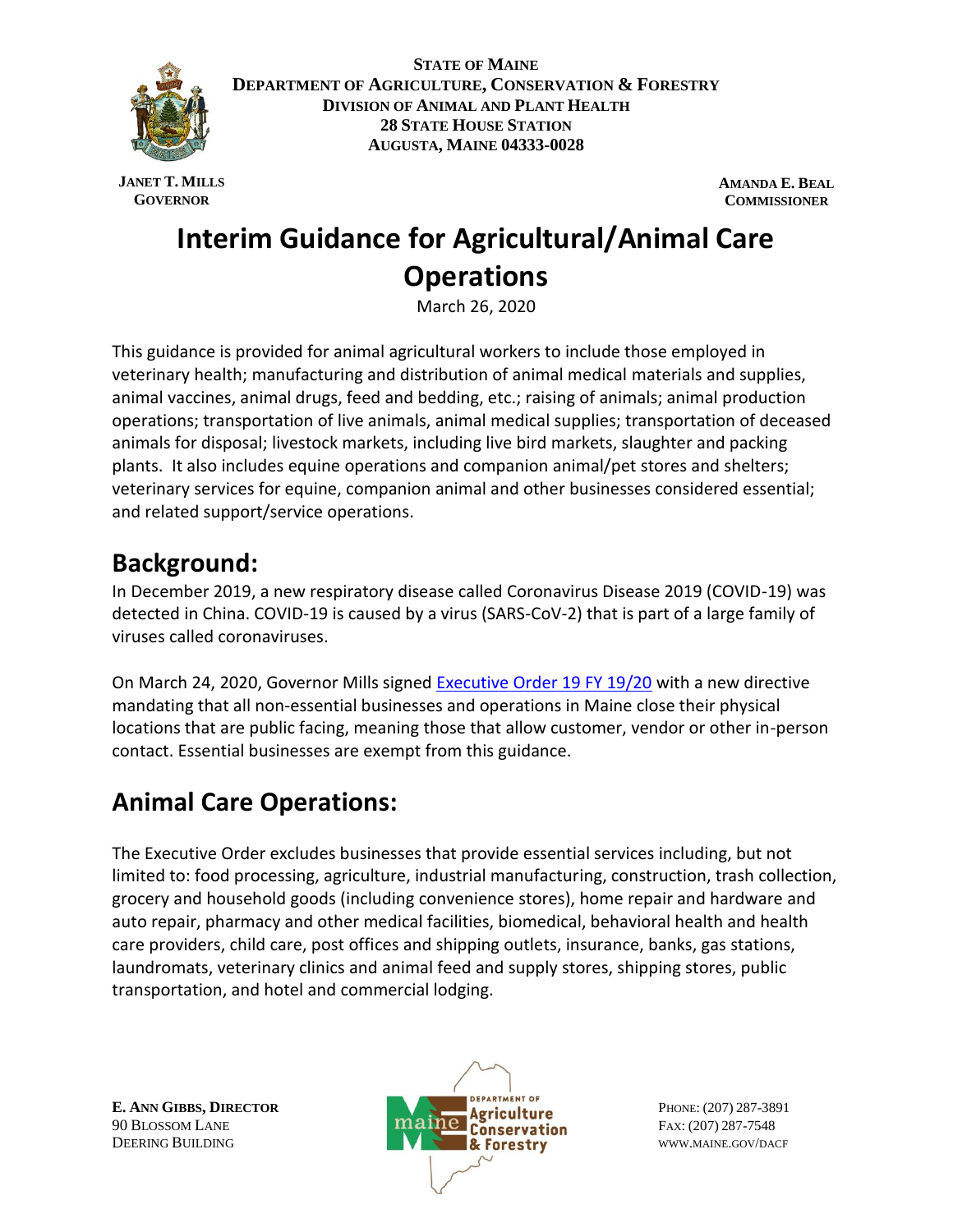**STATE OF MAINE**
**DEPARTMENT OF AGRICULTURE, CONSERVATION & FORESTRY**
**DIVISION OF ANIMAL AND PLANT HEALTH**
**28 STATE HOUSE STATION**
**AUGUSTA, MAINE 04333-0028**

**JANET T. MILLS**
**GOVERNOR**

**AMANDA E. BEAL**
**COMMISSIONER**

# Interim Guidance for Agricultural/Animal Care Operations

March 26, 2020

This guidance is provided for animal agricultural workers to include those employed in veterinary health; manufacturing and distribution of animal medical materials and supplies, animal vaccines, animal drugs, feed and bedding, etc.; raising of animals; animal production operations; transportation of live animals, animal medical supplies; transportation of deceased animals for disposal; livestock markets, including live bird markets, slaughter and packing plants. It also includes equine operations and companion animal/pet stores and shelters; veterinary services for equine, companion animal and other businesses considered essential; and related support/service operations.

## Background:

In December 2019, a new respiratory disease called Coronavirus Disease 2019 (COVID-19) was detected in China. COVID-19 is caused by a virus (SARS-CoV-2) that is part of a large family of viruses called coronaviruses.

On March 24, 2020, Governor Mills signed Executive Order 19 FY 19/20 with a new directive mandating that all non-essential businesses and operations in Maine close their physical locations that are public facing, meaning those that allow customer, vendor or other in-person contact. Essential businesses are exempt from this guidance.

## Animal Care Operations:

The Executive Order excludes businesses that provide essential services including, but not limited to: food processing, agriculture, industrial manufacturing, construction, trash collection, grocery and household goods (including convenience stores), home repair and hardware and auto repair, pharmacy and other medical facilities, biomedical, behavioral health and health care providers, child care, post offices and shipping outlets, insurance, banks, gas stations, laundromats, veterinary clinics and animal feed and supply stores, shipping stores, public transportation, and hotel and commercial lodging.

**E. ANN GIBBS, DIRECTOR**
90 BLOSSOM LANE
DEERING BUILDING

PHONE: (207) 287-3891
FAX: (207) 287-7548
WWW.MAINE.GOV/DACF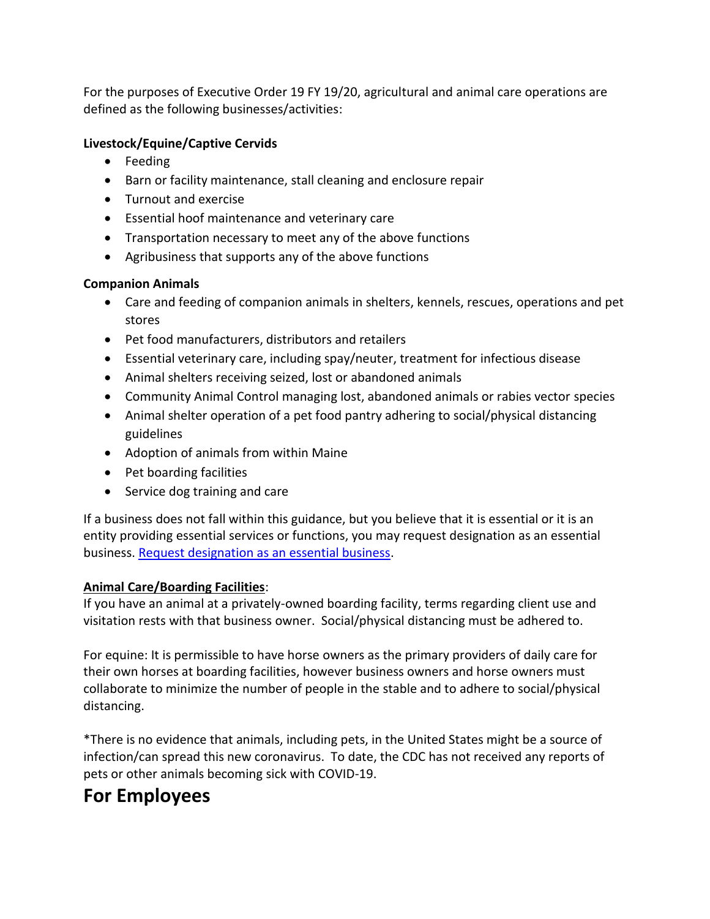For the purposes of Executive Order 19 FY 19/20, agricultural and animal care operations are defined as the following businesses/activities:

**Livestock/Equine/Captive Cervids**

- Feeding
- Barn or facility maintenance, stall cleaning and enclosure repair
- Turnout and exercise
- Essential hoof maintenance and veterinary care
- Transportation necessary to meet any of the above functions
- Agribusiness that supports any of the above functions

**Companion Animals**

- Care and feeding of companion animals in shelters, kennels, rescues, operations and pet stores
- Pet food manufacturers, distributors and retailers
- Essential veterinary care, including spay/neuter, treatment for infectious disease
- Animal shelters receiving seized, lost or abandoned animals
- Community Animal Control managing lost, abandoned animals or rabies vector species
- Animal shelter operation of a pet food pantry adhering to social/physical distancing guidelines
- Adoption of animals from within Maine
- Pet boarding facilities
- Service dog training and care

If a business does not fall within this guidance, but you believe that it is essential or it is an entity providing essential services or functions, you may request designation as an essential business. [Request designation as an essential business](#).

**Animal Care/Boarding Facilities**:
If you have an animal at a privately-owned boarding facility, terms regarding client use and visitation rests with that business owner. Social/physical distancing must be adhered to.

For equine: It is permissible to have horse owners as the primary providers of daily care for their own horses at boarding facilities, however business owners and horse owners must collaborate to minimize the number of people in the stable and to adhere to social/physical distancing.

*There is no evidence that animals, including pets, in the United States might be a source of infection/can spread this new coronavirus. To date, the CDC has not received any reports of pets or other animals becoming sick with COVID-19.

# For Employees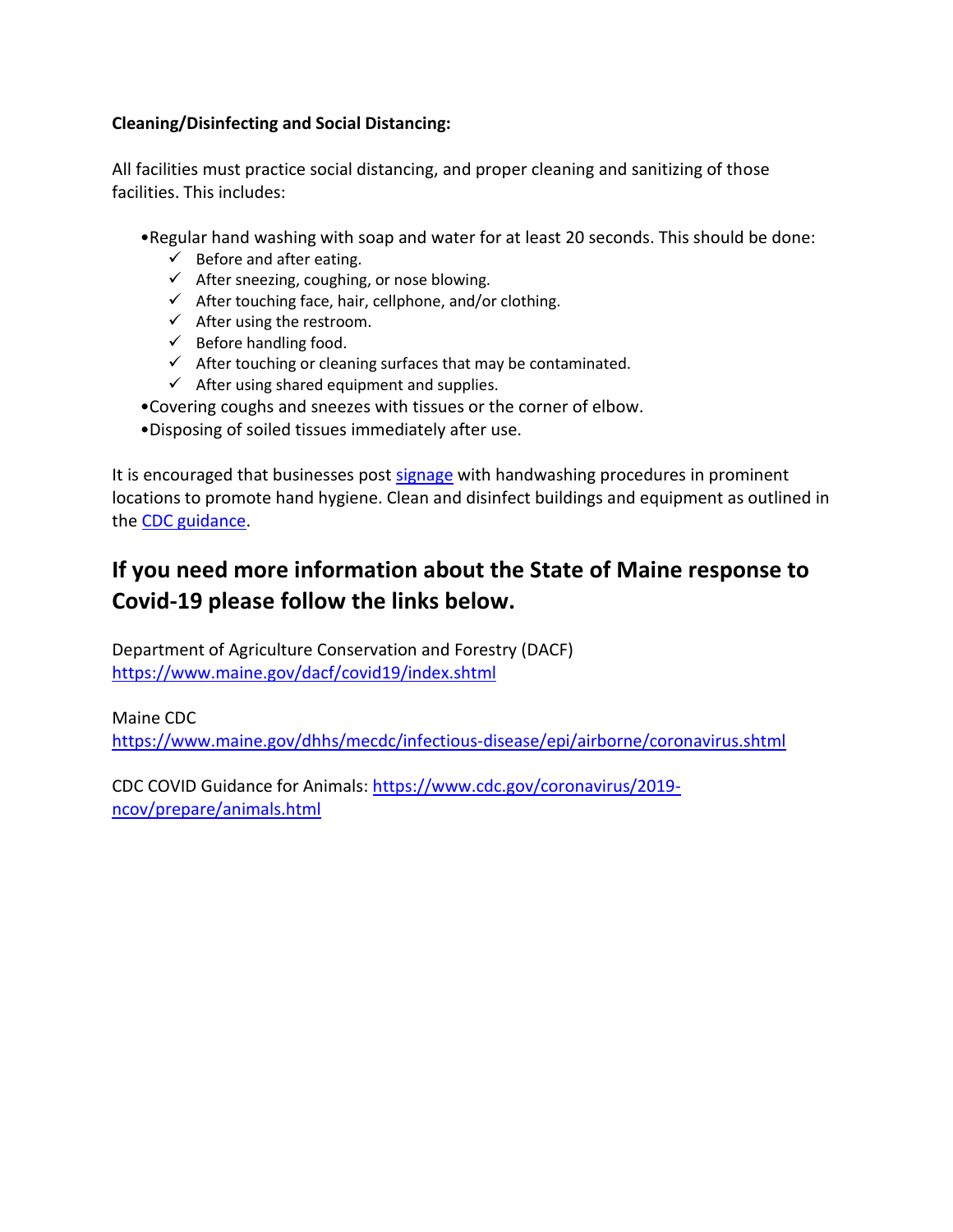**Cleaning/Disinfecting and Social Distancing:**

All facilities must practice social distancing, and proper cleaning and sanitizing of those facilities. This includes:

- Regular hand washing with soap and water for at least 20 seconds. This should be done:
  - ✓ Before and after eating.
  - ✓ After sneezing, coughing, or nose blowing.
  - ✓ After touching face, hair, cellphone, and/or clothing.
  - ✓ After using the restroom.
  - ✓ Before handling food.
  - ✓ After touching or cleaning surfaces that may be contaminated.
  - ✓ After using shared equipment and supplies.
- Covering coughs and sneezes with tissues or the corner of elbow.
- Disposing of soiled tissues immediately after use.

It is encouraged that businesses post signage with handwashing procedures in prominent locations to promote hand hygiene. Clean and disinfect buildings and equipment as outlined in the CDC guidance.

## If you need more information about the State of Maine response to Covid-19 please follow the links below.

Department of Agriculture Conservation and Forestry (DACF)
https://www.maine.gov/dacf/covid19/index.shtml

Maine CDC
https://www.maine.gov/dhhs/mecdc/infectious-disease/epi/airborne/coronavirus.shtml

CDC COVID Guidance for Animals: https://www.cdc.gov/coronavirus/2019-ncov/prepare/animals.html